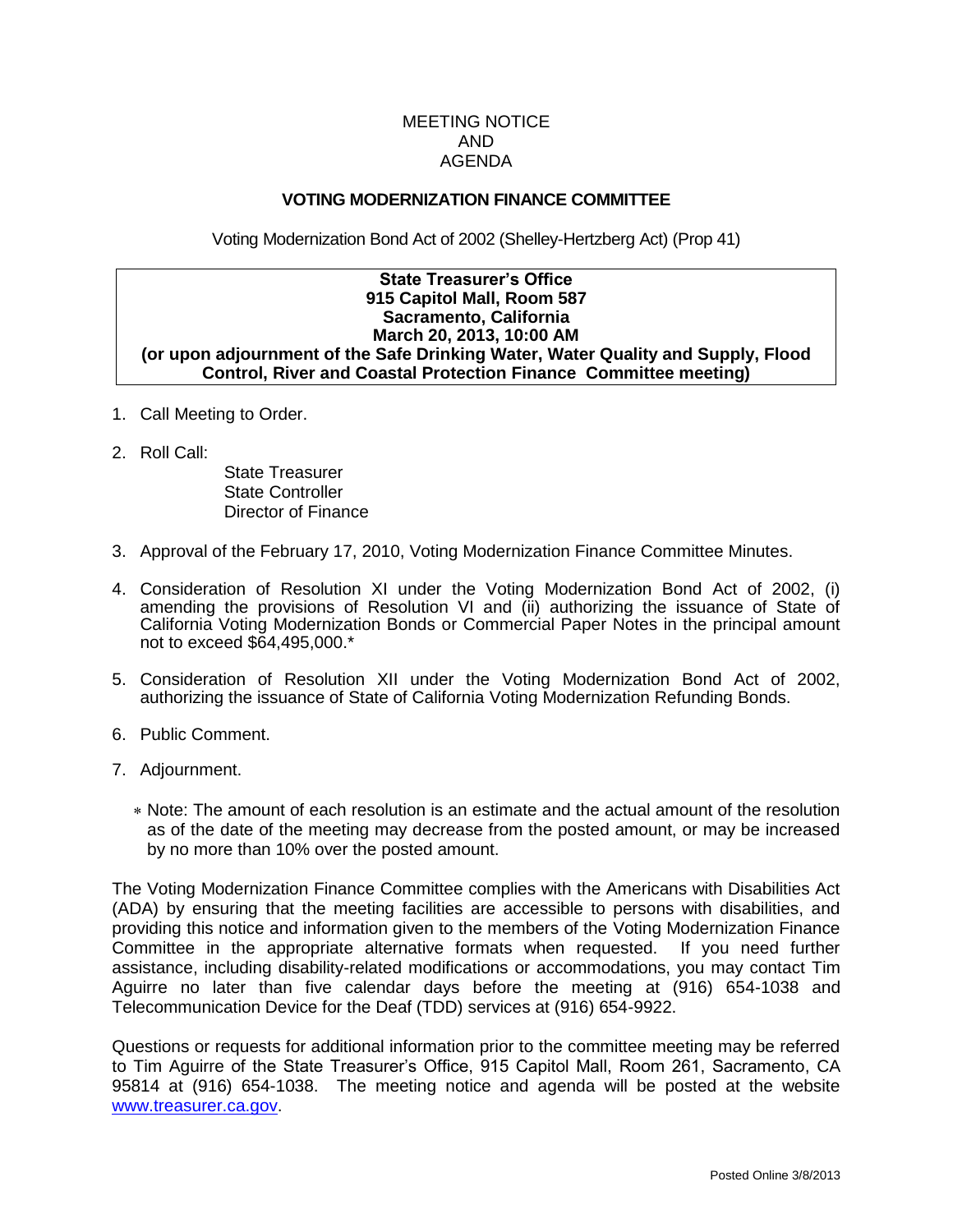MEETING NOTICE
AND
AGENDA

## VOTING MODERNIZATION FINANCE COMMITTEE

Voting Modernization Bond Act of 2002 (Shelley-Hertzberg Act) (Prop 41)

**State Treasurer's Office**
**915 Capitol Mall, Room 587**
**Sacramento, California**
**March 20, 2013, 10:00 AM**
**(or upon adjournment of the Safe Drinking Water, Water Quality and Supply, Flood Control, River and Coastal Protection Finance Committee meeting)**

1. Call Meeting to Order.
2. Roll Call:
   - State Treasurer
   - State Controller
   - Director of Finance
3. Approval of the February 17, 2010, Voting Modernization Finance Committee Minutes.
4. Consideration of Resolution XI under the Voting Modernization Bond Act of 2002, (i) amending the provisions of Resolution VI and (ii) authorizing the issuance of State of California Voting Modernization Bonds or Commercial Paper Notes in the principal amount not to exceed $64,495,000.*
5. Consideration of Resolution XII under the Voting Modernization Bond Act of 2002, authorizing the issuance of State of California Voting Modernization Refunding Bonds.
6. Public Comment.
7. Adjournment.

\* Note: The amount of each resolution is an estimate and the actual amount of the resolution as of the date of the meeting may decrease from the posted amount, or may be increased by no more than 10% over the posted amount.

The Voting Modernization Finance Committee complies with the Americans with Disabilities Act (ADA) by ensuring that the meeting facilities are accessible to persons with disabilities, and providing this notice and information given to the members of the Voting Modernization Finance Committee in the appropriate alternative formats when requested. If you need further assistance, including disability-related modifications or accommodations, you may contact Tim Aguirre no later than five calendar days before the meeting at (916) 654-1038 and Telecommunication Device for the Deaf (TDD) services at (916) 654-9922.

Questions or requests for additional information prior to the committee meeting may be referred to Tim Aguirre of the State Treasurer's Office, 915 Capitol Mall, Room 261, Sacramento, CA 95814 at (916) 654-1038. The meeting notice and agenda will be posted at the website [www.treasurer.ca.gov](http://www.treasurer.ca.gov).

Posted Online 3/8/2013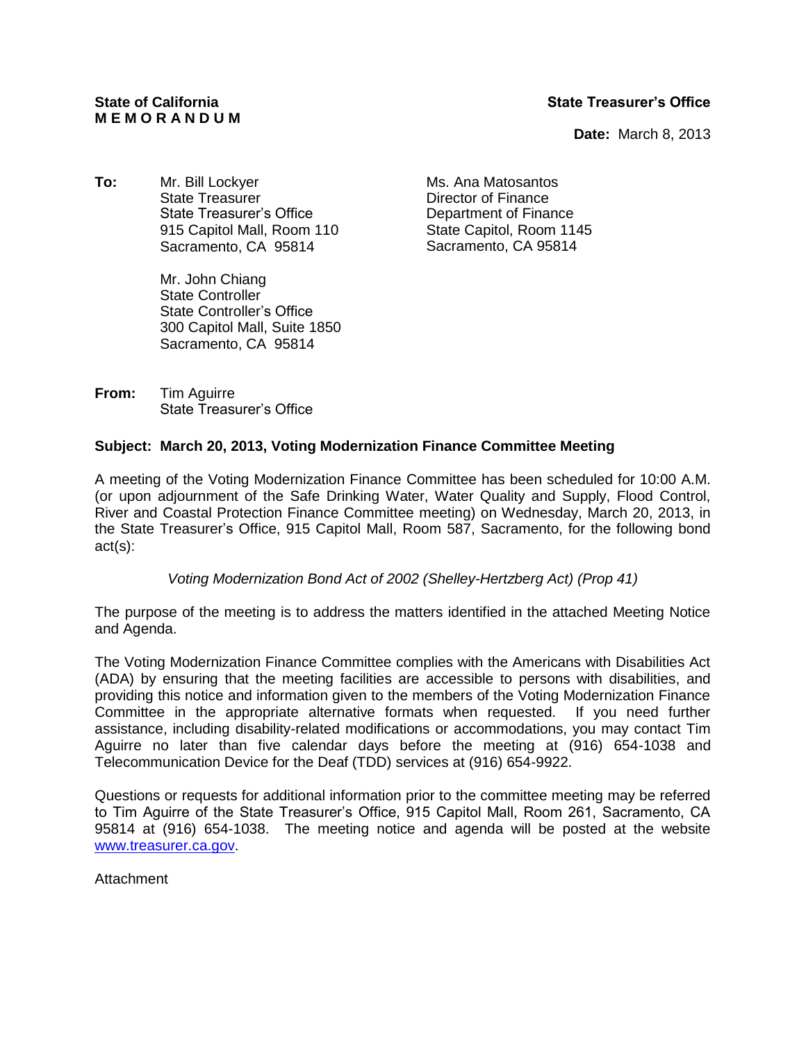**State of California**
**M E M O R A N D U M**

**State Treasurer's Office**

**Date:** March 8, 2013

**To:** Mr. Bill Lockyer
State Treasurer
State Treasurer's Office
915 Capitol Mall, Room 110
Sacramento, CA 95814

Ms. Ana Matosantos
Director of Finance
Department of Finance
State Capitol, Room 1145
Sacramento, CA 95814

Mr. John Chiang
State Controller
State Controller's Office
300 Capitol Mall, Suite 1850
Sacramento, CA 95814

**From:** Tim Aguirre
State Treasurer's Office

**Subject: March 20, 2013, Voting Modernization Finance Committee Meeting**

A meeting of the Voting Modernization Finance Committee has been scheduled for 10:00 A.M. (or upon adjournment of the Safe Drinking Water, Water Quality and Supply, Flood Control, River and Coastal Protection Finance Committee meeting) on Wednesday, March 20, 2013, in the State Treasurer's Office, 915 Capitol Mall, Room 587, Sacramento, for the following bond act(s):

*Voting Modernization Bond Act of 2002 (Shelley-Hertzberg Act) (Prop 41)*

The purpose of the meeting is to address the matters identified in the attached Meeting Notice and Agenda.

The Voting Modernization Finance Committee complies with the Americans with Disabilities Act (ADA) by ensuring that the meeting facilities are accessible to persons with disabilities, and providing this notice and information given to the members of the Voting Modernization Finance Committee in the appropriate alternative formats when requested. If you need further assistance, including disability-related modifications or accommodations, you may contact Tim Aguirre no later than five calendar days before the meeting at (916) 654-1038 and Telecommunication Device for the Deaf (TDD) services at (916) 654-9922.

Questions or requests for additional information prior to the committee meeting may be referred to Tim Aguirre of the State Treasurer's Office, 915 Capitol Mall, Room 261, Sacramento, CA 95814 at (916) 654-1038. The meeting notice and agenda will be posted at the website [www.treasurer.ca.gov](http://www.treasurer.ca.gov).

Attachment